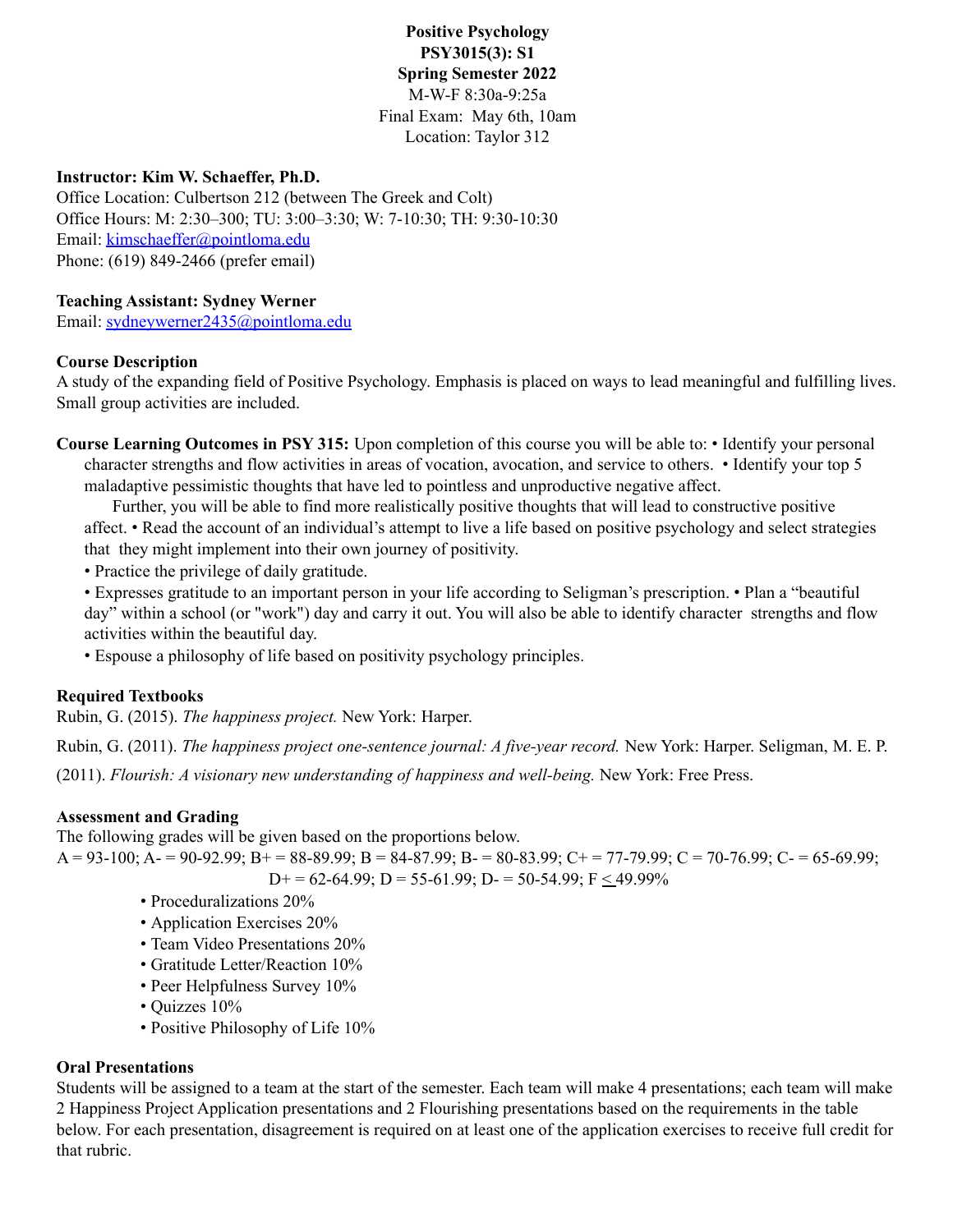**Positive Psychology**
**PSY3015(3): S1**
**Spring Semester 2022**
M-W-F 8:30a-9:25a
Final Exam: May 6th, 10am
Location: Taylor 312

**Instructor: Kim W. Schaeffer, Ph.D.**
Office Location: Culbertson 212 (between The Greek and Colt)
Office Hours: M: 2:30–300; TU: 3:00–3:30; W: 7-10:30; TH: 9:30-10:30
Email: kimschaeffer@pointloma.edu
Phone: (619) 849-2466 (prefer email)

**Teaching Assistant: Sydney Werner**
Email: sydneywerner2435@pointloma.edu

**Course Description**
A study of the expanding field of Positive Psychology. Emphasis is placed on ways to lead meaningful and fulfilling lives. Small group activities are included.

**Course Learning Outcomes in PSY 315:** Upon completion of this course you will be able to: • Identify your personal character strengths and flow activities in areas of vocation, avocation, and service to others. • Identify your top 5 maladaptive pessimistic thoughts that have led to pointless and unproductive negative affect.
Further, you will be able to find more realistically positive thoughts that will lead to constructive positive affect. • Read the account of an individual's attempt to live a life based on positive psychology and select strategies that they might implement into their own journey of positivity.
• Practice the privilege of daily gratitude.
• Expresses gratitude to an important person in your life according to Seligman's prescription. • Plan a "beautiful day" within a school (or "work") day and carry it out. You will also be able to identify character strengths and flow activities within the beautiful day.
• Espouse a philosophy of life based on positivity psychology principles.

**Required Textbooks**
Rubin, G. (2015). *The happiness project.* New York: Harper.

Rubin, G. (2011). *The happiness project one-sentence journal: A five-year record.* New York: Harper. Seligman, M. E. P. (2011). *Flourish: A visionary new understanding of happiness and well-being.* New York: Free Press.

**Assessment and Grading**
The following grades will be given based on the proportions below.
A = 93-100; A- = 90-92.99; B+ = 88-89.99; B = 84-87.99; B- = 80-83.99; C+ = 77-79.99; C = 70-76.99; C- = 65-69.99; D+ = 62-64.99; D = 55-61.99; D- = 50-54.99; F ≤ 49.99%

- Proceduralizations 20%
- Application Exercises 20%
- Team Video Presentations 20%
- Gratitude Letter/Reaction 10%
- Peer Helpfulness Survey 10%
- Quizzes 10%
- Positive Philosophy of Life 10%

**Oral Presentations**
Students will be assigned to a team at the start of the semester. Each team will make 4 presentations; each team will make 2 Happiness Project Application presentations and 2 Flourishing presentations based on the requirements in the table below. For each presentation, disagreement is required on at least one of the application exercises to receive full credit for that rubric.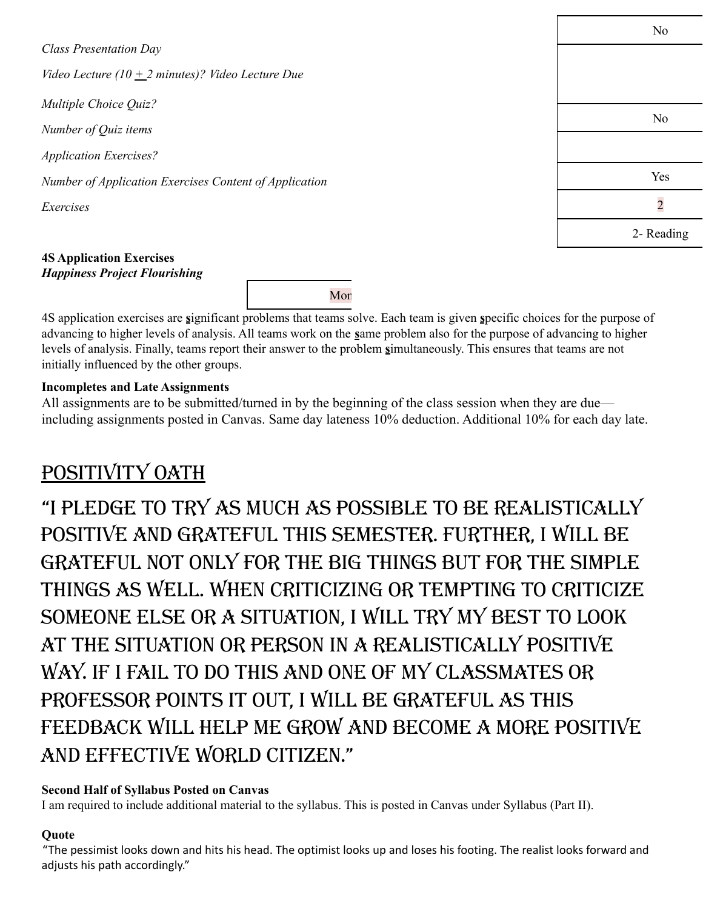| | |
|---|---|
| *Class Presentation Day* | No |
| *Video Lecture (10 ± 2 minutes)? Video Lecture Due* | |
| *Multiple Choice Quiz?* | No |
| *Number of Quiz items* | |
| *Application Exercises?* | Yes |
| *Number of Application Exercises Content of Application* | 2 |
| *Exercises* | 2- Reading |

**4S Application Exercises**
***Happiness Project Flourishing***

| Mon |
|---|

4S application exercises are **s**ignificant problems that teams solve. Each team is given **s**pecific choices for the purpose of advancing to higher levels of analysis. All teams work on the **s**ame problem also for the purpose of advancing to higher levels of analysis. Finally, teams report their answer to the problem **s**imultaneously. This ensures that teams are not initially influenced by the other groups.

**Incompletes and Late Assignments**
All assignments are to be submitted/turned in by the beginning of the class session when they are due—including assignments posted in Canvas. Same day lateness 10% deduction. Additional 10% for each day late.

## POSITIVITY OATH

"I PLEDGE TO TRY AS MUCH AS POSSIBLE TO BE REALISTICALLY POSITIVE AND GRATEFUL THIS SEMESTER. FURTHER, I WILL BE GRATEFUL NOT ONLY FOR THE BIG THINGS BUT FOR THE SIMPLE THINGS AS WELL. WHEN CRITICIZING OR TEMPTING TO CRITICIZE SOMEONE ELSE OR A SITUATION, I WILL TRY MY BEST TO LOOK AT THE SITUATION OR PERSON IN A REALISTICALLY POSITIVE WAY. IF I FAIL TO DO THIS AND ONE OF MY CLASSMATES OR PROFESSOR POINTS IT OUT, I WILL BE GRATEFUL AS THIS FEEDBACK WILL HELP ME GROW AND BECOME A MORE POSITIVE AND EFFECTIVE WORLD CITIZEN."

**Second Half of Syllabus Posted on Canvas**
I am required to include additional material to the syllabus. This is posted in Canvas under Syllabus (Part II).

**Quote**
"The pessimist looks down and hits his head. The optimist looks up and loses his footing. The realist looks forward and adjusts his path accordingly."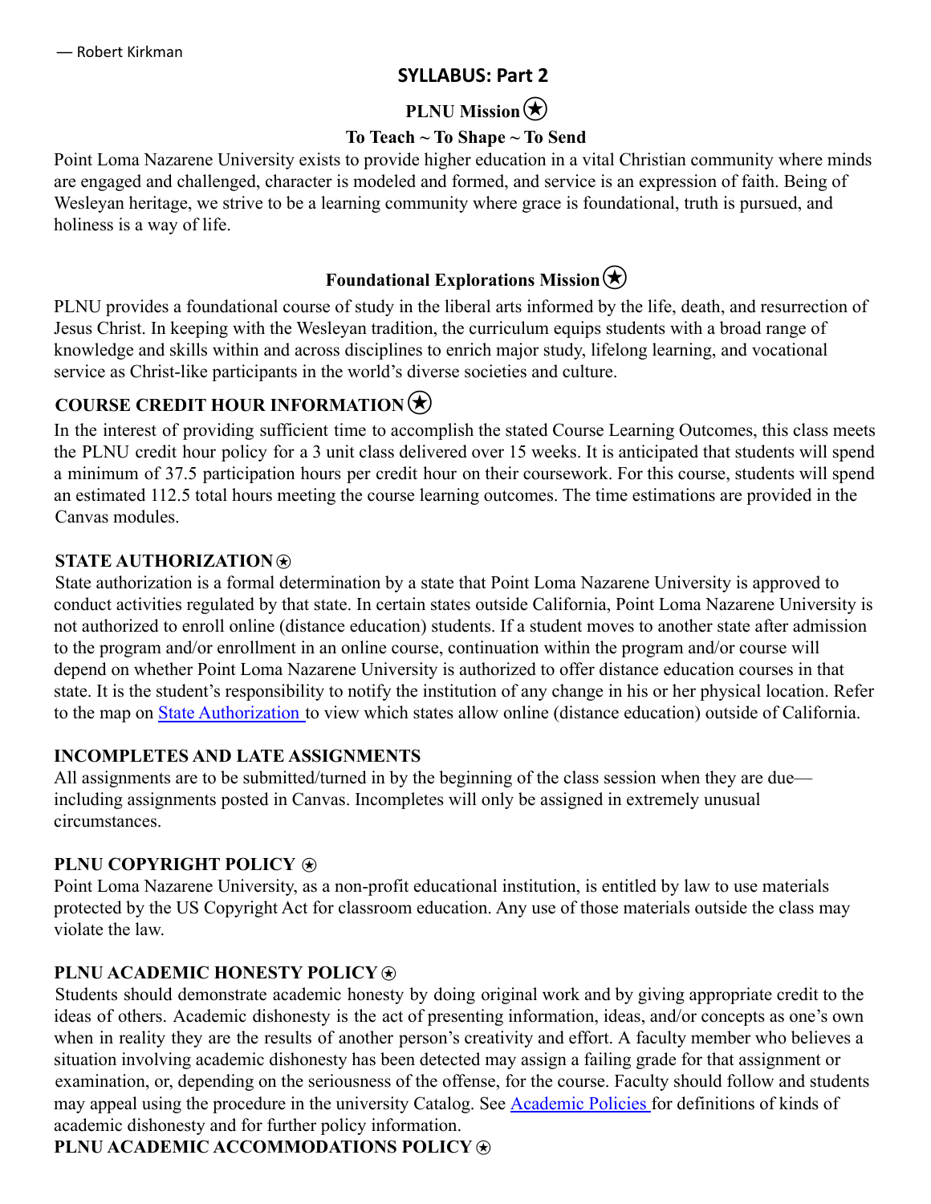— Robert Kirkman

# SYLLABUS: Part 2

## PLNU Mission ★

**To Teach ~ To Shape ~ To Send**

Point Loma Nazarene University exists to provide higher education in a vital Christian community where minds are engaged and challenged, character is modeled and formed, and service is an expression of faith. Being of Wesleyan heritage, we strive to be a learning community where grace is foundational, truth is pursued, and holiness is a way of life.

## Foundational Explorations Mission ★

PLNU provides a foundational course of study in the liberal arts informed by the life, death, and resurrection of Jesus Christ. In keeping with the Wesleyan tradition, the curriculum equips students with a broad range of knowledge and skills within and across disciplines to enrich major study, lifelong learning, and vocational service as Christ-like participants in the world's diverse societies and culture.

### COURSE CREDIT HOUR INFORMATION ★

In the interest of providing sufficient time to accomplish the stated Course Learning Outcomes, this class meets the PLNU credit hour policy for a 3 unit class delivered over 15 weeks. It is anticipated that students will spend a minimum of 37.5 participation hours per credit hour on their coursework. For this course, students will spend an estimated 112.5 total hours meeting the course learning outcomes. The time estimations are provided in the Canvas modules.

### STATE AUTHORIZATION ★

State authorization is a formal determination by a state that Point Loma Nazarene University is approved to conduct activities regulated by that state. In certain states outside California, Point Loma Nazarene University is not authorized to enroll online (distance education) students. If a student moves to another state after admission to the program and/or enrollment in an online course, continuation within the program and/or course will depend on whether Point Loma Nazarene University is authorized to offer distance education courses in that state. It is the student's responsibility to notify the institution of any change in his or her physical location. Refer to the map on State Authorization to view which states allow online (distance education) outside of California.

### INCOMPLETES AND LATE ASSIGNMENTS

All assignments are to be submitted/turned in by the beginning of the class session when they are due—including assignments posted in Canvas. Incompletes will only be assigned in extremely unusual circumstances.

### PLNU COPYRIGHT POLICY ★

Point Loma Nazarene University, as a non-profit educational institution, is entitled by law to use materials protected by the US Copyright Act for classroom education. Any use of those materials outside the class may violate the law.

### PLNU ACADEMIC HONESTY POLICY ★

Students should demonstrate academic honesty by doing original work and by giving appropriate credit to the ideas of others. Academic dishonesty is the act of presenting information, ideas, and/or concepts as one's own when in reality they are the results of another person's creativity and effort. A faculty member who believes a situation involving academic dishonesty has been detected may assign a failing grade for that assignment or examination, or, depending on the seriousness of the offense, for the course. Faculty should follow and students may appeal using the procedure in the university Catalog. See Academic Policies for definitions of kinds of academic dishonesty and for further policy information.

### PLNU ACADEMIC ACCOMMODATIONS POLICY ★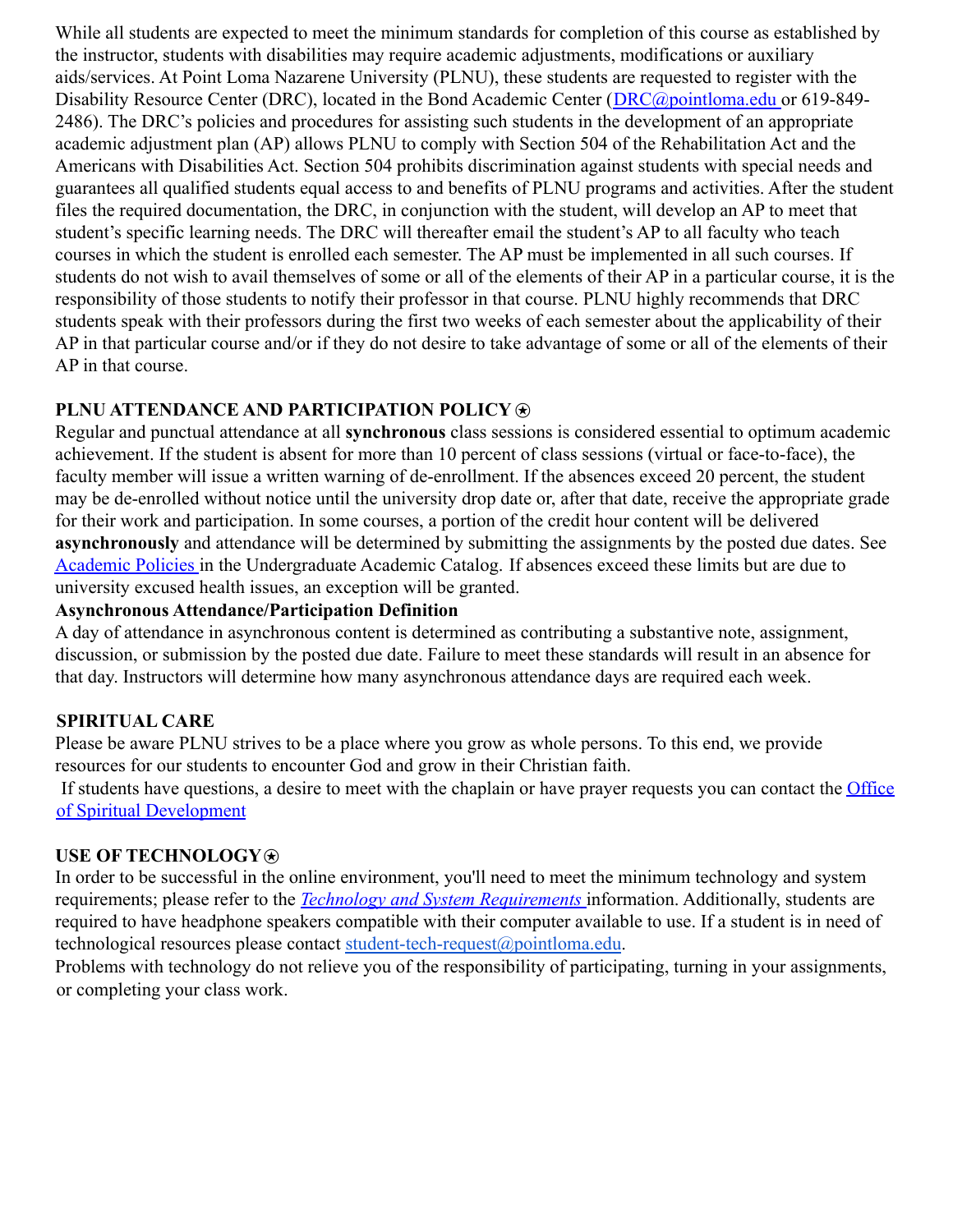While all students are expected to meet the minimum standards for completion of this course as established by the instructor, students with disabilities may require academic adjustments, modifications or auxiliary aids/services. At Point Loma Nazarene University (PLNU), these students are requested to register with the Disability Resource Center (DRC), located in the Bond Academic Center (DRC@pointloma.edu or 619-849-2486). The DRC's policies and procedures for assisting such students in the development of an appropriate academic adjustment plan (AP) allows PLNU to comply with Section 504 of the Rehabilitation Act and the Americans with Disabilities Act. Section 504 prohibits discrimination against students with special needs and guarantees all qualified students equal access to and benefits of PLNU programs and activities. After the student files the required documentation, the DRC, in conjunction with the student, will develop an AP to meet that student's specific learning needs. The DRC will thereafter email the student's AP to all faculty who teach courses in which the student is enrolled each semester. The AP must be implemented in all such courses. If students do not wish to avail themselves of some or all of the elements of their AP in a particular course, it is the responsibility of those students to notify their professor in that course. PLNU highly recommends that DRC students speak with their professors during the first two weeks of each semester about the applicability of their AP in that particular course and/or if they do not desire to take advantage of some or all of the elements of their AP in that course.

## PLNU ATTENDANCE AND PARTICIPATION POLICY ⍟

Regular and punctual attendance at all **synchronous** class sessions is considered essential to optimum academic achievement. If the student is absent for more than 10 percent of class sessions (virtual or face-to-face), the faculty member will issue a written warning of de-enrollment. If the absences exceed 20 percent, the student may be de-enrolled without notice until the university drop date or, after that date, receive the appropriate grade for their work and participation. In some courses, a portion of the credit hour content will be delivered **asynchronously** and attendance will be determined by submitting the assignments by the posted due dates. See Academic Policies in the Undergraduate Academic Catalog. If absences exceed these limits but are due to university excused health issues, an exception will be granted.

**Asynchronous Attendance/Participation Definition**

A day of attendance in asynchronous content is determined as contributing a substantive note, assignment, discussion, or submission by the posted due date. Failure to meet these standards will result in an absence for that day. Instructors will determine how many asynchronous attendance days are required each week.

## SPIRITUAL CARE

Please be aware PLNU strives to be a place where you grow as whole persons. To this end, we provide resources for our students to encounter God and grow in their Christian faith.

If students have questions, a desire to meet with the chaplain or have prayer requests you can contact the Office of Spiritual Development

## USE OF TECHNOLOGY ⍟

In order to be successful in the online environment, you'll need to meet the minimum technology and system requirements; please refer to the *Technology and System Requirements* information. Additionally, students are required to have headphone speakers compatible with their computer available to use. If a student is in need of technological resources please contact student-tech-request@pointloma.edu.

Problems with technology do not relieve you of the responsibility of participating, turning in your assignments, or completing your class work.